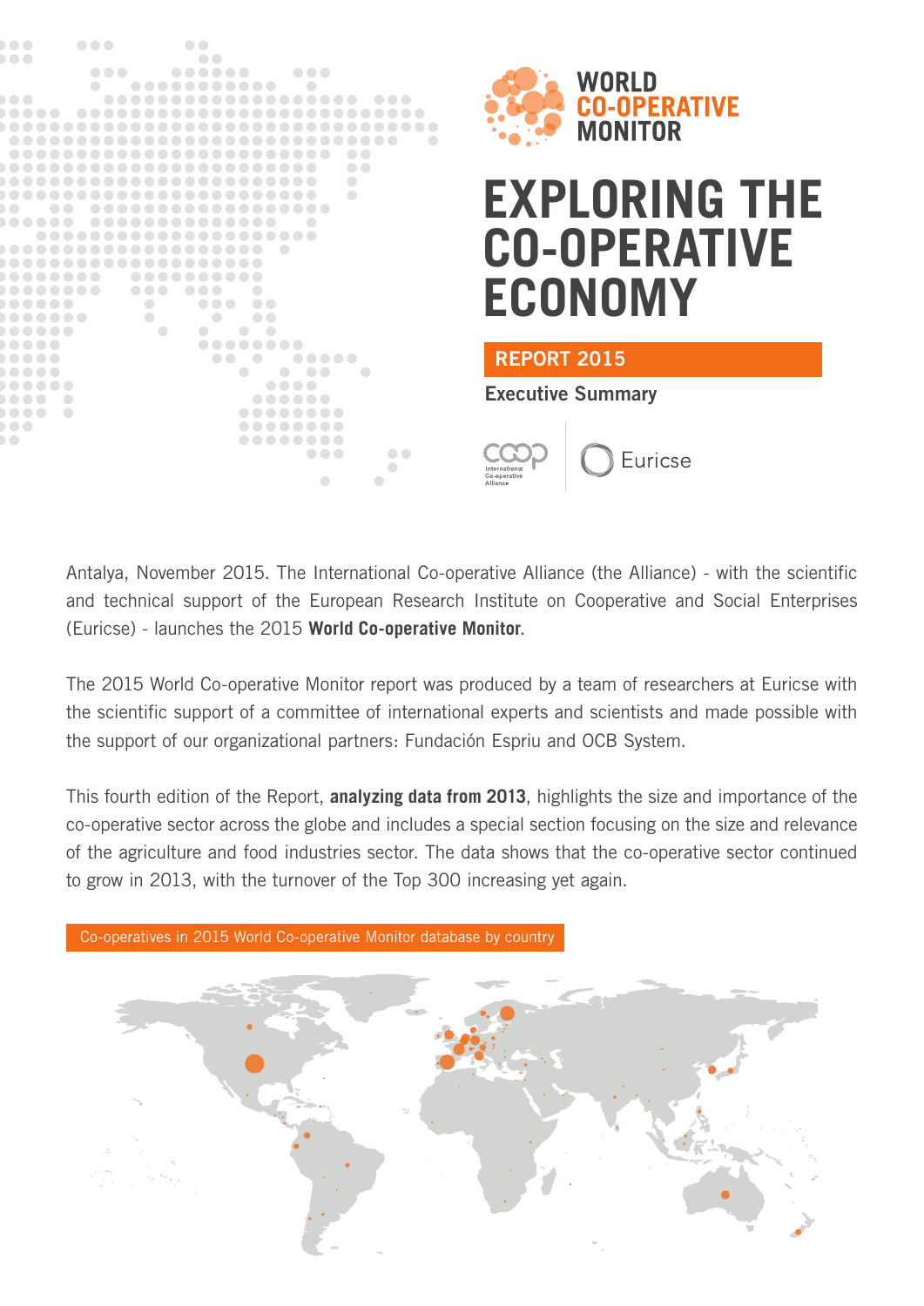WORLD CO-OPERATIVE MONITOR

# EXPLORING THE CO-OPERATIVE ECONOMY

## REPORT 2015

### Executive Summary

International Co-operative Alliance | Euricse

Antalya, November 2015. The International Co-operative Alliance (the Alliance) - with the scientific and technical support of the European Research Institute on Cooperative and Social Enterprises (Euricse) - launches the 2015 **World Co-operative Monitor**.

The 2015 World Co-operative Monitor report was produced by a team of researchers at Euricse with the scientific support of a committee of international experts and scientists and made possible with the support of our organizational partners: Fundación Espriu and OCB System.

This fourth edition of the Report, **analyzing data from 2013**, highlights the size and importance of the co-operative sector across the globe and includes a special section focusing on the size and relevance of the agriculture and food industries sector. The data shows that the co-operative sector continued to grow in 2013, with the turnover of the Top 300 increasing yet again.

Co-operatives in 2015 World Co-operative Monitor database by country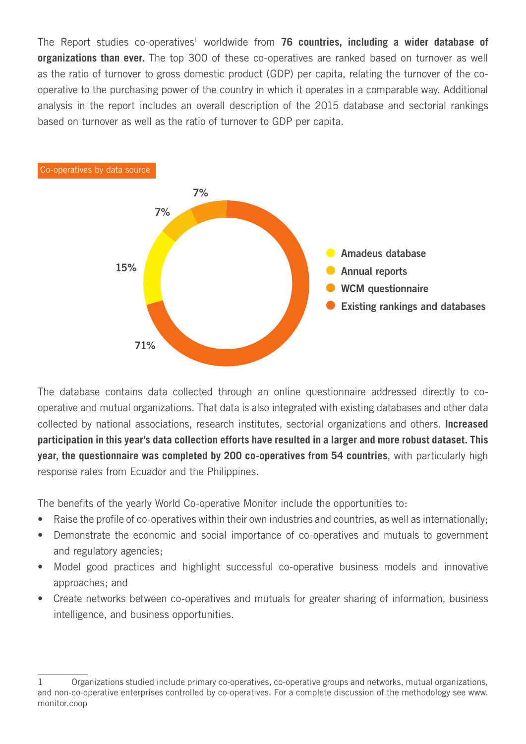The Report studies co-operatives[1] worldwide from **76 countries, including a wider database of organizations than ever.** The top 300 of these co-operatives are ranked based on turnover as well as the ratio of turnover to gross domestic product (GDP) per capita, relating the turnover of the co-operative to the purchasing power of the country in which it operates in a comparable way. Additional analysis in the report includes an overall description of the 2015 database and sectorial rankings based on turnover as well as the ratio of turnover to GDP per capita.

Co-operatives by data source

| Data source | Share |
|---|---|
| Amadeus database | 15% |
| Annual reports | 7% |
| WCM questionnaire | 7% |
| Existing rankings and databases | 71% |

The database contains data collected through an online questionnaire addressed directly to co-operative and mutual organizations. That data is also integrated with existing databases and other data collected by national associations, research institutes, sectorial organizations and others. **Increased participation in this year's data collection efforts have resulted in a larger and more robust dataset. This year, the questionnaire was completed by 200 co-operatives from 54 countries**, with particularly high response rates from Ecuador and the Philippines.

The benefits of the yearly World Co-operative Monitor include the opportunities to:

- Raise the profile of co-operatives within their own industries and countries, as well as internationally;
- Demonstrate the economic and social importance of co-operatives and mutuals to government and regulatory agencies;
- Model good practices and highlight successful co-operative business models and innovative approaches; and
- Create networks between co-operatives and mutuals for greater sharing of information, business intelligence, and business opportunities.

[1] Organizations studied include primary co-operatives, co-operative groups and networks, mutual organizations, and non-co-operative enterprises controlled by co-operatives. For a complete discussion of the methodology see www.monitor.coop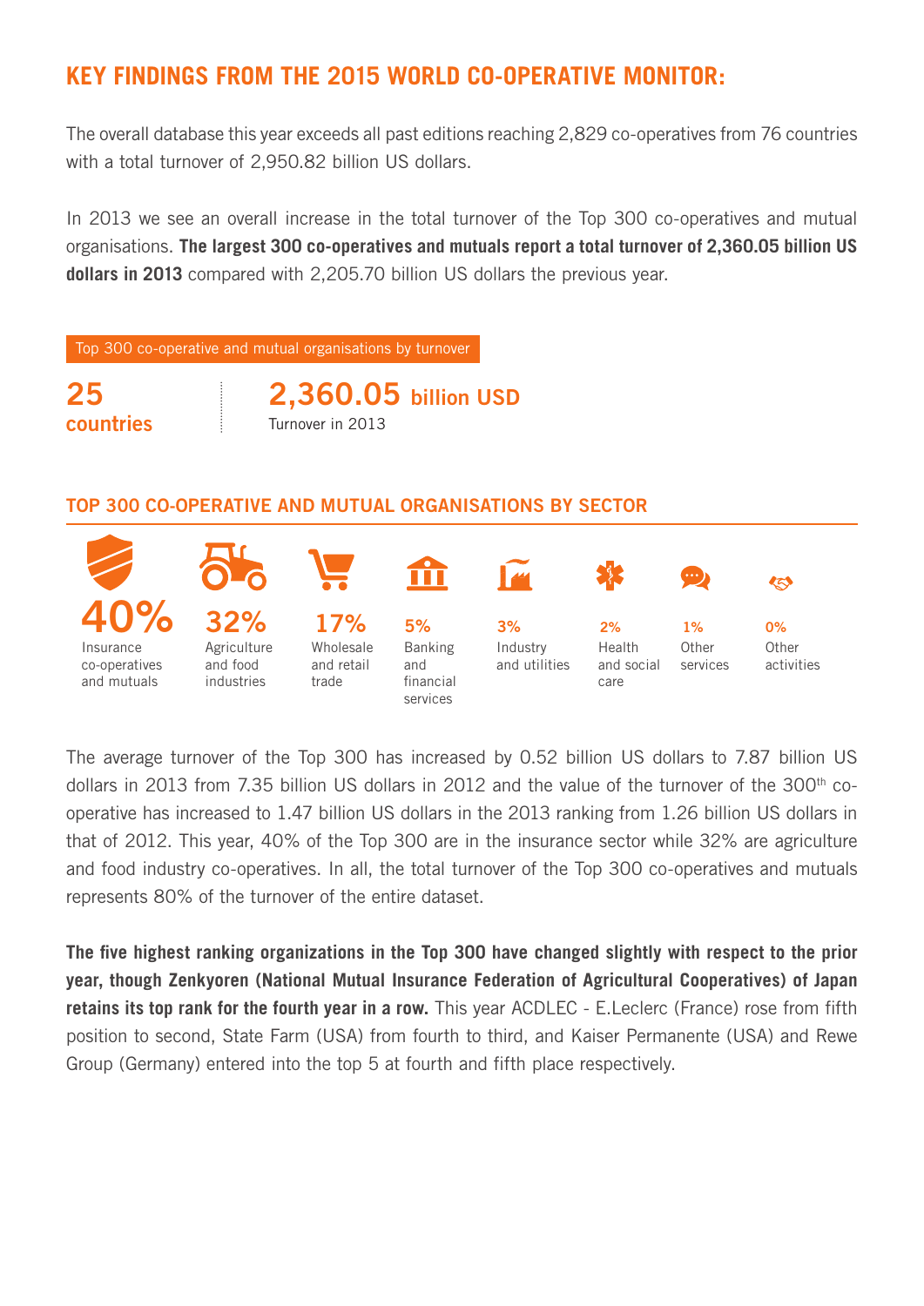## KEY FINDINGS FROM THE 2015 WORLD CO-OPERATIVE MONITOR:

The overall database this year exceeds all past editions reaching 2,829 co-operatives from 76 countries with a total turnover of 2,950.82 billion US dollars.

In 2013 we see an overall increase in the total turnover of the Top 300 co-operatives and mutual organisations. **The largest 300 co-operatives and mutuals report a total turnover of 2,360.05 billion US dollars in 2013** compared with 2,205.70 billion US dollars the previous year.

Top 300 co-operative and mutual organisations by turnover

**25 countries**

**2,360.05 billion USD**
Turnover in 2013

### TOP 300 CO-OPERATIVE AND MUTUAL ORGANISATIONS BY SECTOR

| Share | Sector |
|---|---|
| 40% | Insurance co-operatives and mutuals |
| 32% | Agriculture and food industries |
| 17% | Wholesale and retail trade |
| 5% | Banking and financial services |
| 3% | Industry and utilities |
| 2% | Health and social care |
| 1% | Other services |
| 0% | Other activities |

The average turnover of the Top 300 has increased by 0.52 billion US dollars to 7.87 billion US dollars in 2013 from 7.35 billion US dollars in 2012 and the value of the turnover of the 300th co-operative has increased to 1.47 billion US dollars in the 2013 ranking from 1.26 billion US dollars in that of 2012. This year, 40% of the Top 300 are in the insurance sector while 32% are agriculture and food industry co-operatives. In all, the total turnover of the Top 300 co-operatives and mutuals represents 80% of the turnover of the entire dataset.

**The five highest ranking organizations in the Top 300 have changed slightly with respect to the prior year, though Zenkyoren (National Mutual Insurance Federation of Agricultural Cooperatives) of Japan retains its top rank for the fourth year in a row.** This year ACDLEC - E.Leclerc (France) rose from fifth position to second, State Farm (USA) from fourth to third, and Kaiser Permanente (USA) and Rewe Group (Germany) entered into the top 5 at fourth and fifth place respectively.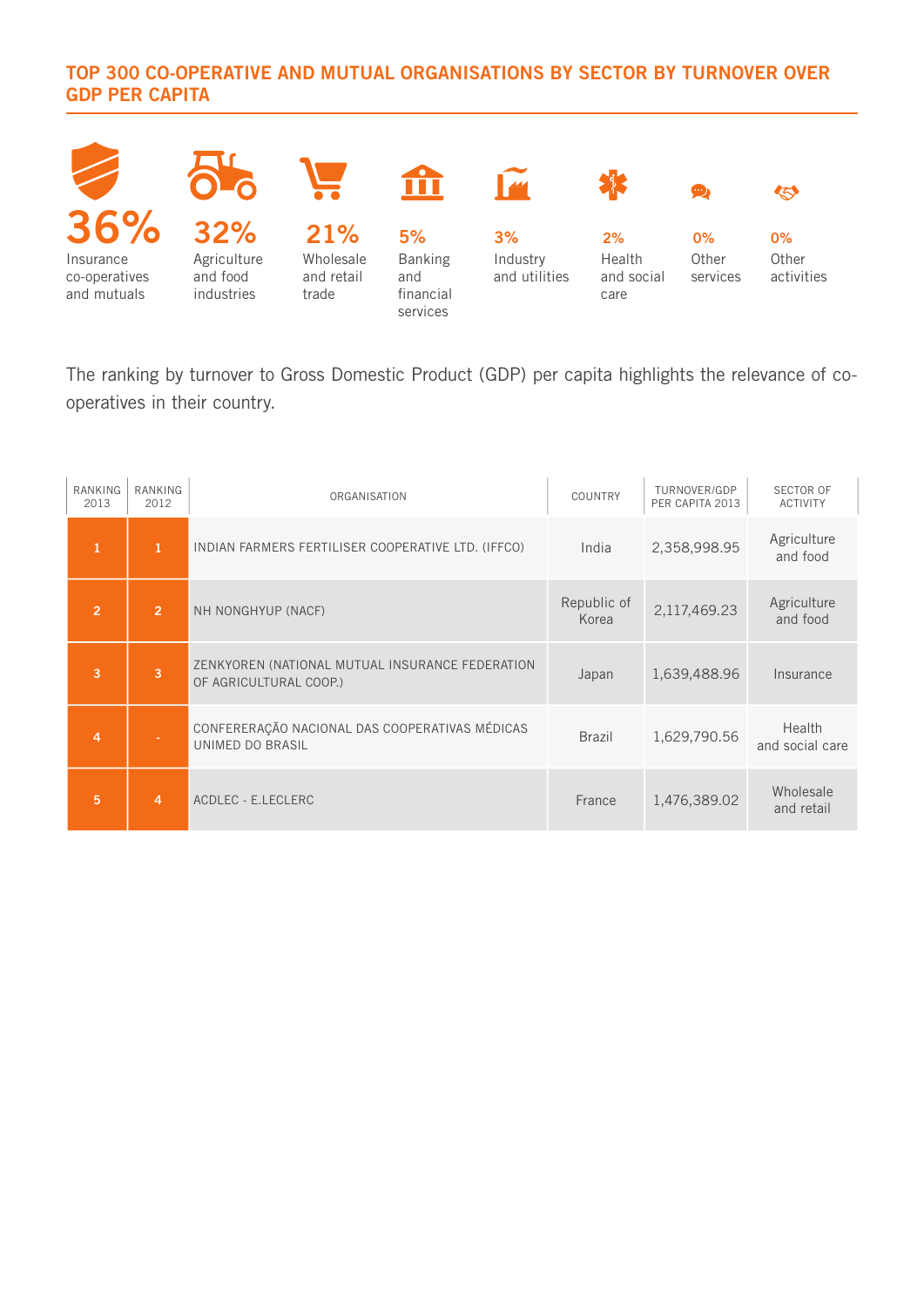## TOP 300 CO-OPERATIVE AND MUTUAL ORGANISATIONS BY SECTOR BY TURNOVER OVER GDP PER CAPITA

**36%** Insurance co-operatives and mutuals

**32%** Agriculture and food industries

**21%** Wholesale and retail trade

**5%** Banking and financial services

**3%** Industry and utilities

**2%** Health and social care

**0%** Other services

**0%** Other activities

The ranking by turnover to Gross Domestic Product (GDP) per capita highlights the relevance of co-operatives in their country.

| RANKING 2013 | RANKING 2012 | ORGANISATION | COUNTRY | TURNOVER/GDP PER CAPITA 2013 | SECTOR OF ACTIVITY |
|---|---|---|---|---|---|
| 1 | 1 | INDIAN FARMERS FERTILISER COOPERATIVE LTD. (IFFCO) | India | 2,358,998.95 | Agriculture and food |
| 2 | 2 | NH NONGHYUP (NACF) | Republic of Korea | 2,117,469.23 | Agriculture and food |
| 3 | 3 | ZENKYOREN (NATIONAL MUTUAL INSURANCE FEDERATION OF AGRICULTURAL COOP.) | Japan | 1,639,488.96 | Insurance |
| 4 | - | CONFERERAÇÃO NACIONAL DAS COOPERATIVAS MÉDICAS UNIMED DO BRASIL | Brazil | 1,629,790.56 | Health and social care |
| 5 | 4 | ACDLEC - E.LECLERC | France | 1,476,389.02 | Wholesale and retail |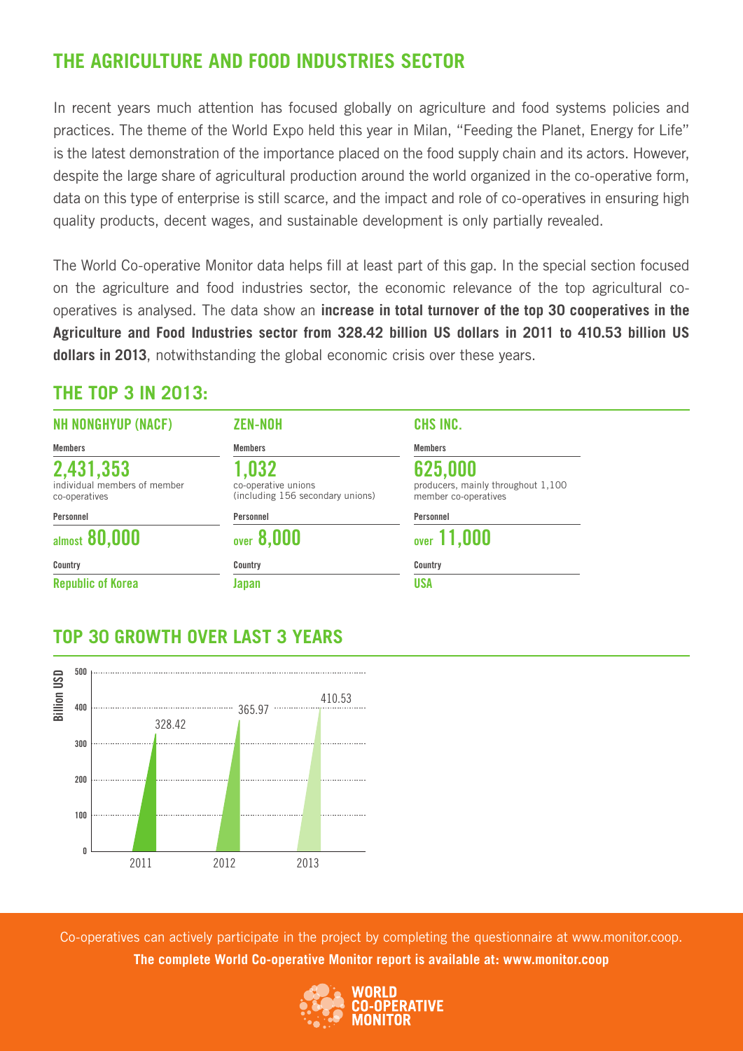## THE AGRICULTURE AND FOOD INDUSTRIES SECTOR

In recent years much attention has focused globally on agriculture and food systems policies and practices. The theme of the World Expo held this year in Milan, "Feeding the Planet, Energy for Life" is the latest demonstration of the importance placed on the food supply chain and its actors. However, despite the large share of agricultural production around the world organized in the co-operative form, data on this type of enterprise is still scarce, and the impact and role of co-operatives in ensuring high quality products, decent wages, and sustainable development is only partially revealed.

The World Co-operative Monitor data helps fill at least part of this gap. In the special section focused on the agriculture and food industries sector, the economic relevance of the top agricultural co-operatives is analysed. The data show an **increase in total turnover of the top 30 cooperatives in the Agriculture and Food Industries sector from 328.42 billion US dollars in 2011 to 410.53 billion US dollars in 2013**, notwithstanding the global economic crisis over these years.

## THE TOP 3 IN 2013:

| | NH NONGHYUP (NACF) | ZEN-NOH | CHS INC. |
|---|---|---|---|
| Members | 2,431,353 individual members of member co-operatives | 1,032 co-operative unions (including 156 secondary unions) | 625,000 producers, mainly throughout 1,100 member co-operatives |
| Personnel | almost 80,000 | over 8,000 | over 11,000 |
| Country | Republic of Korea | Japan | USA |

## TOP 30 GROWTH OVER LAST 3 YEARS

Billion USD

500
400
300
200
100
0

328.42
365.97
410.53

2011
2012
2013

Co-operatives can actively participate in the project by completing the questionnaire at www.monitor.coop.

**The complete World Co-operative Monitor report is available at: www.monitor.coop**

WORLD CO-OPERATIVE MONITOR